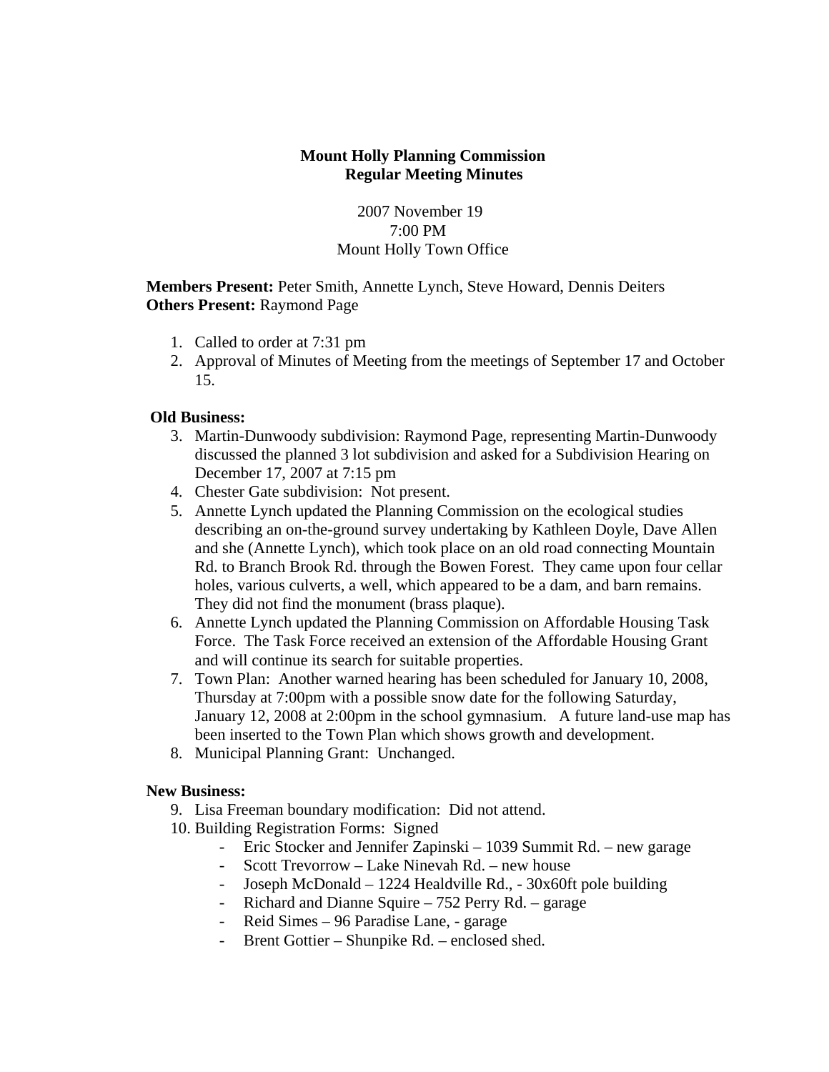# Mount Holly Planning Commission
## Regular Meeting Minutes

2007 November 19
7:00 PM
Mount Holly Town Office

**Members Present:** Peter Smith, Annette Lynch, Steve Howard, Dennis Deiters
**Others Present:** Raymond Page

1. Called to order at 7:31 pm
2. Approval of Minutes of Meeting from the meetings of September 17 and October 15.

**Old Business:**

3. Martin-Dunwoody subdivision: Raymond Page, representing Martin-Dunwoody discussed the planned 3 lot subdivision and asked for a Subdivision Hearing on December 17, 2007 at 7:15 pm
4. Chester Gate subdivision: Not present.
5. Annette Lynch updated the Planning Commission on the ecological studies describing an on-the-ground survey undertaking by Kathleen Doyle, Dave Allen and she (Annette Lynch), which took place on an old road connecting Mountain Rd. to Branch Brook Rd. through the Bowen Forest. They came upon four cellar holes, various culverts, a well, which appeared to be a dam, and barn remains. They did not find the monument (brass plaque).
6. Annette Lynch updated the Planning Commission on Affordable Housing Task Force. The Task Force received an extension of the Affordable Housing Grant and will continue its search for suitable properties.
7. Town Plan: Another warned hearing has been scheduled for January 10, 2008, Thursday at 7:00pm with a possible snow date for the following Saturday, January 12, 2008 at 2:00pm in the school gymnasium. A future land-use map has been inserted to the Town Plan which shows growth and development.
8. Municipal Planning Grant: Unchanged.

**New Business:**

9. Lisa Freeman boundary modification: Did not attend.
10. Building Registration Forms: Signed
    - Eric Stocker and Jennifer Zapinski – 1039 Summit Rd. – new garage
    - Scott Trevorrow – Lake Ninevah Rd. – new house
    - Joseph McDonald – 1224 Healdville Rd., - 30x60ft pole building
    - Richard and Dianne Squire – 752 Perry Rd. – garage
    - Reid Simes – 96 Paradise Lane, - garage
    - Brent Gottier – Shunpike Rd. – enclosed shed.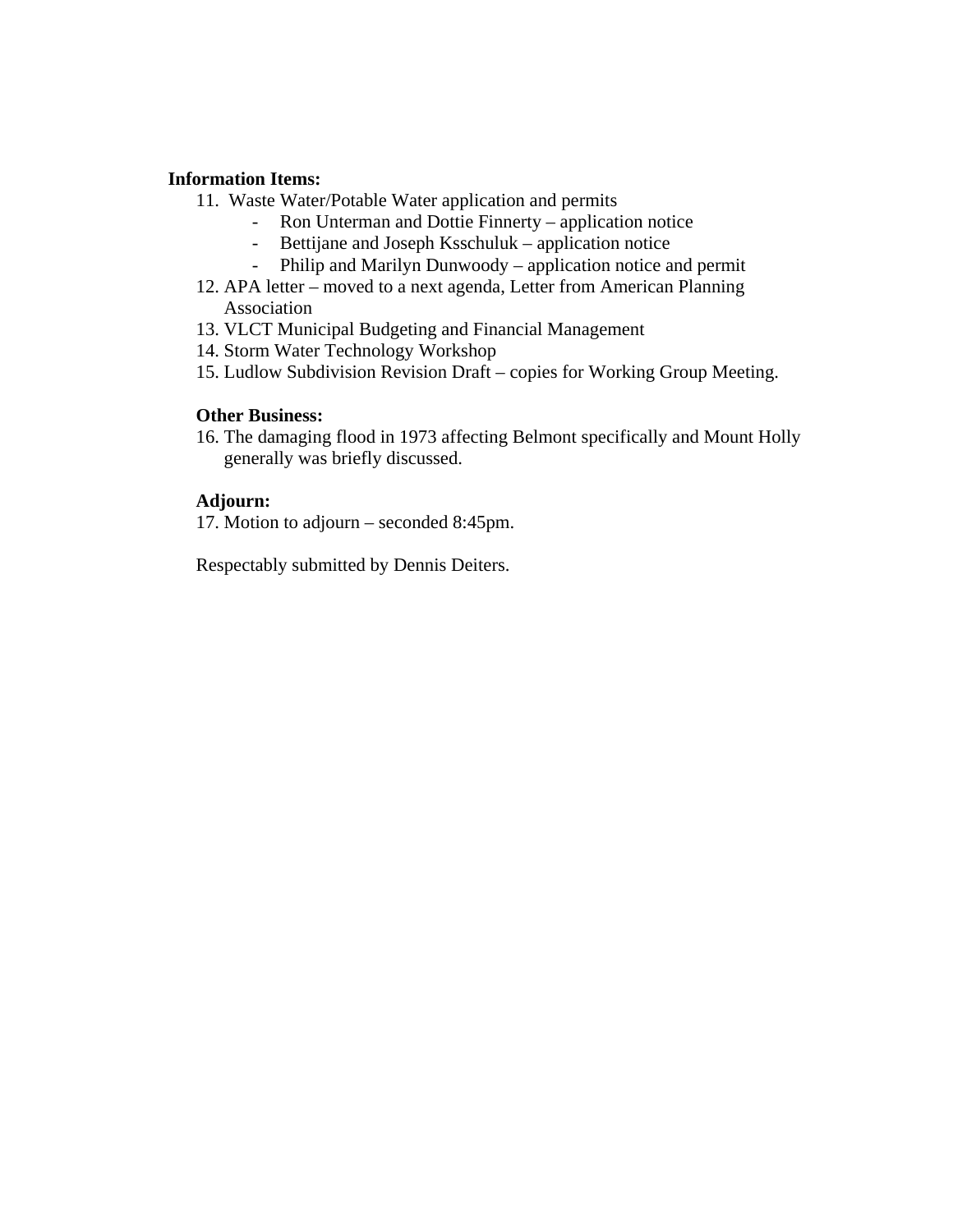**Information Items:**

11. Waste Water/Potable Water application and permits
    - Ron Unterman and Dottie Finnerty – application notice
    - Bettijane and Joseph Ksschuluk – application notice
    - Philip and Marilyn Dunwoody – application notice and permit
12. APA letter – moved to a next agenda, Letter from American Planning Association
13. VLCT Municipal Budgeting and Financial Management
14. Storm Water Technology Workshop
15. Ludlow Subdivision Revision Draft – copies for Working Group Meeting.

**Other Business:**

16. The damaging flood in 1973 affecting Belmont specifically and Mount Holly generally was briefly discussed.

**Adjourn:**

17. Motion to adjourn – seconded 8:45pm.

Respectably submitted by Dennis Deiters.